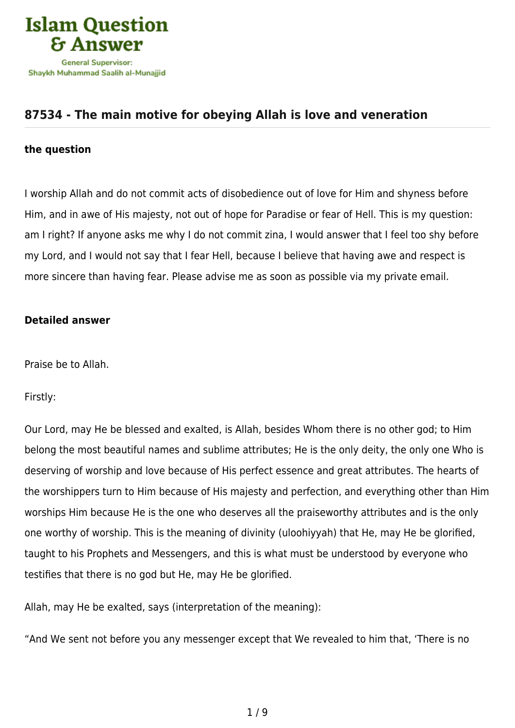# 87534 - The main motive for obeying Allah is love and veneration

### the question

I worship Allah and do not commit acts of disobedience out of love for Him and shyness before Him, and in awe of His majesty, not out of hope for Paradise or fear of Hell. This is my question: am I right? If anyone asks me why I do not commit zina, I would answer that I feel too shy before my Lord, and I would not say that I fear Hell, because I believe that having awe and respect is more sincere than having fear. Please advise me as soon as possible via my private email.

### Detailed answer

Praise be to Allah.

Firstly:

Our Lord, may He be blessed and exalted, is Allah, besides Whom there is no other god; to Him belong the most beautiful names and sublime attributes; He is the only deity, the only one Who is deserving of worship and love because of His perfect essence and great attributes. The hearts of the worshippers turn to Him because of His majesty and perfection, and everything other than Him worships Him because He is the one who deserves all the praiseworthy attributes and is the only one worthy of worship. This is the meaning of divinity (uloohiyyah) that He, may He be glorified, taught to his Prophets and Messengers, and this is what must be understood by everyone who testifies that there is no god but He, may He be glorified.

Allah, may He be exalted, says (interpretation of the meaning):

“And We sent not before you any messenger except that We revealed to him that, ‘There is no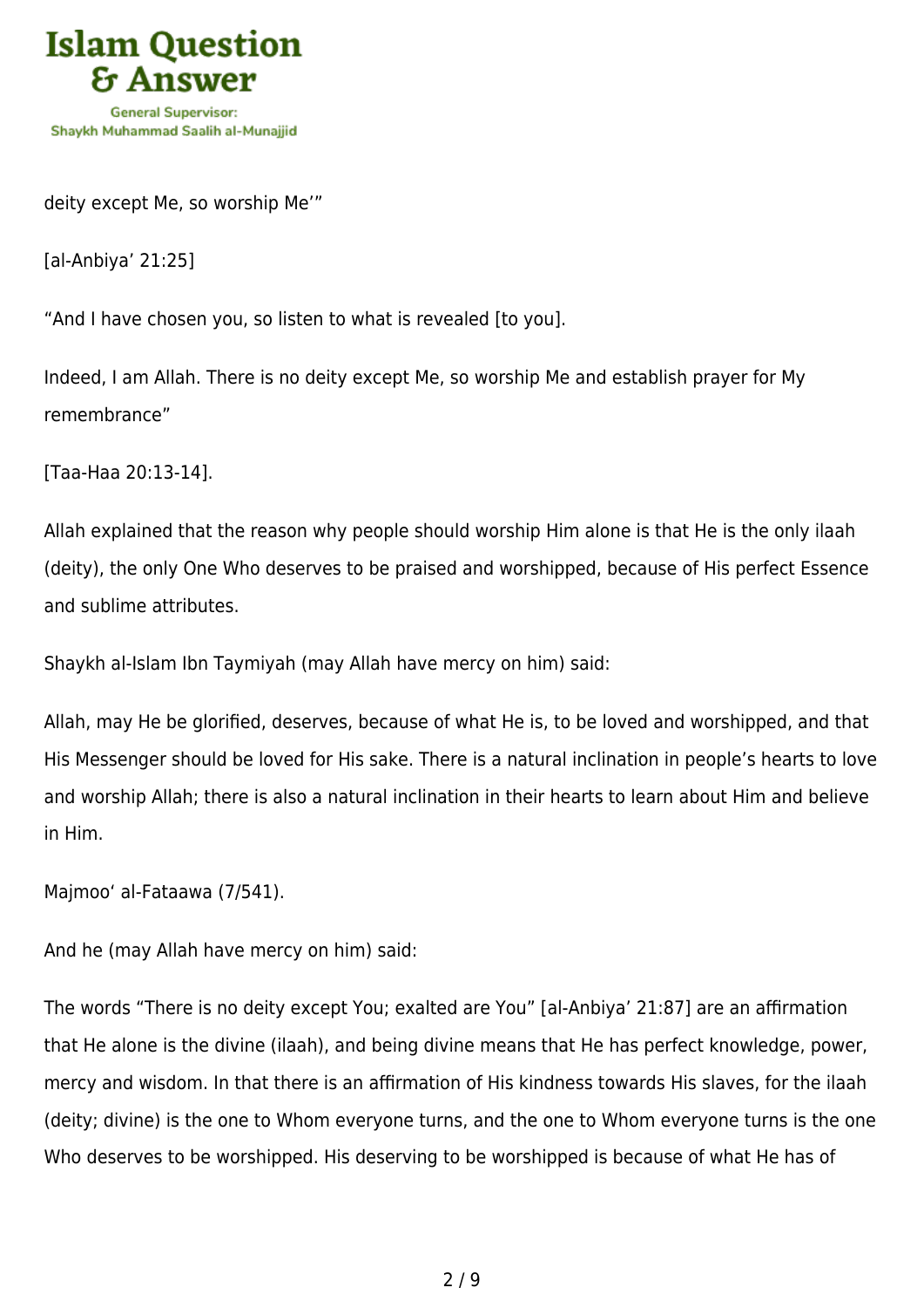deity except Me, so worship Me'"

[al-Anbiya' 21:25]

"And I have chosen you, so listen to what is revealed [to you].

Indeed, I am Allah. There is no deity except Me, so worship Me and establish prayer for My remembrance"

[Taa-Haa 20:13-14].

Allah explained that the reason why people should worship Him alone is that He is the only ilaah (deity), the only One Who deserves to be praised and worshipped, because of His perfect Essence and sublime attributes.

Shaykh al-Islam Ibn Taymiyah (may Allah have mercy on him) said:

Allah, may He be glorified, deserves, because of what He is, to be loved and worshipped, and that His Messenger should be loved for His sake. There is a natural inclination in people's hearts to love and worship Allah; there is also a natural inclination in their hearts to learn about Him and believe in Him.

Majmoo' al-Fataawa (7/541).

And he (may Allah have mercy on him) said:

The words "There is no deity except You; exalted are You" [al-Anbiya' 21:87] are an affirmation that He alone is the divine (ilaah), and being divine means that He has perfect knowledge, power, mercy and wisdom. In that there is an affirmation of His kindness towards His slaves, for the ilaah (deity; divine) is the one to Whom everyone turns, and the one to Whom everyone turns is the one Who deserves to be worshipped. His deserving to be worshipped is because of what He has of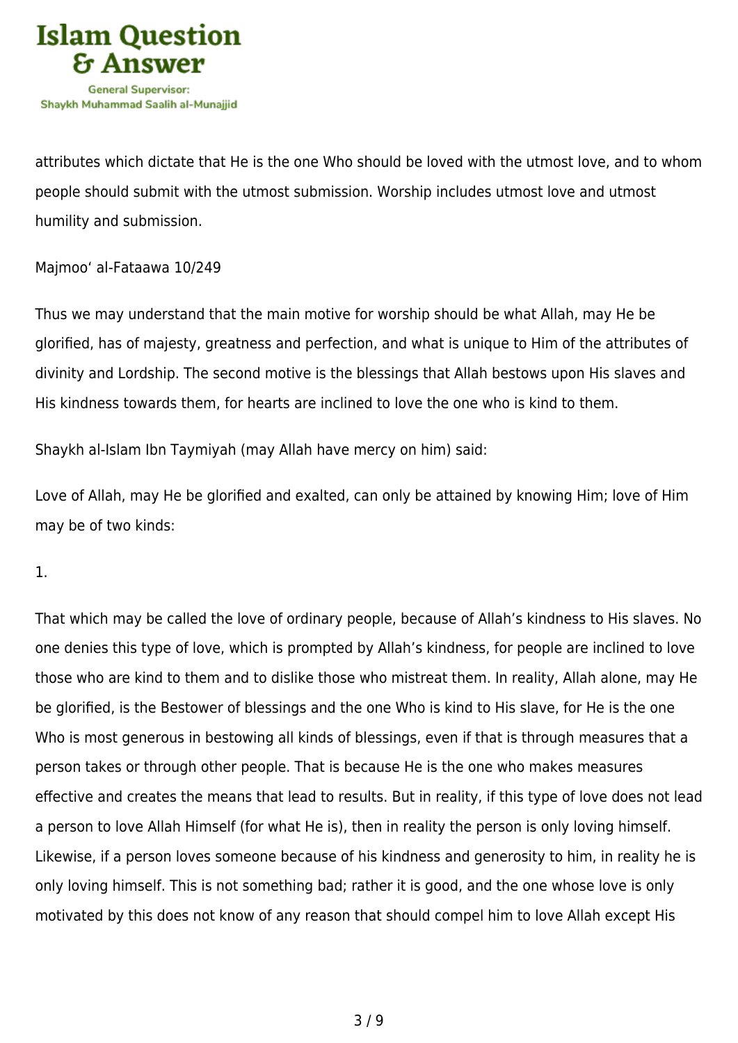attributes which dictate that He is the one Who should be loved with the utmost love, and to whom people should submit with the utmost submission. Worship includes utmost love and utmost humility and submission.

Majmoo‘ al-Fataawa 10/249

Thus we may understand that the main motive for worship should be what Allah, may He be glorified, has of majesty, greatness and perfection, and what is unique to Him of the attributes of divinity and Lordship. The second motive is the blessings that Allah bestows upon His slaves and His kindness towards them, for hearts are inclined to love the one who is kind to them.

Shaykh al-Islam Ibn Taymiyah (may Allah have mercy on him) said:

Love of Allah, may He be glorified and exalted, can only be attained by knowing Him; love of Him may be of two kinds:

1.

That which may be called the love of ordinary people, because of Allah’s kindness to His slaves. No one denies this type of love, which is prompted by Allah’s kindness, for people are inclined to love those who are kind to them and to dislike those who mistreat them. In reality, Allah alone, may He be glorified, is the Bestower of blessings and the one Who is kind to His slave, for He is the one Who is most generous in bestowing all kinds of blessings, even if that is through measures that a person takes or through other people. That is because He is the one who makes measures effective and creates the means that lead to results. But in reality, if this type of love does not lead a person to love Allah Himself (for what He is), then in reality the person is only loving himself. Likewise, if a person loves someone because of his kindness and generosity to him, in reality he is only loving himself. This is not something bad; rather it is good, and the one whose love is only motivated by this does not know of any reason that should compel him to love Allah except His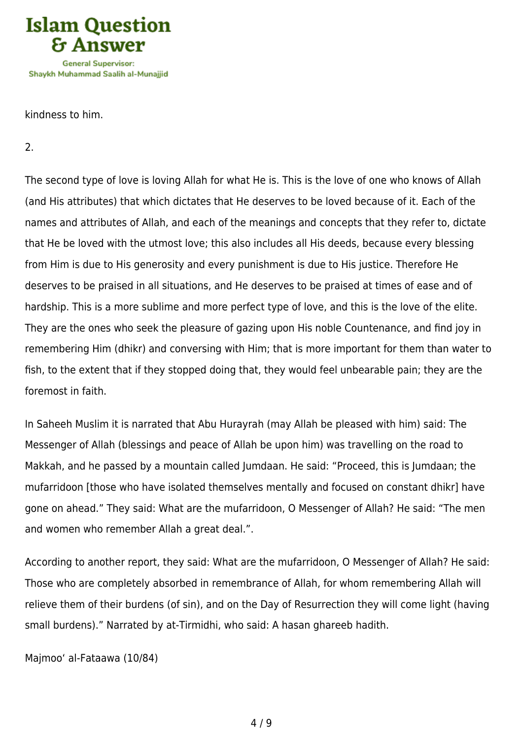kindness to him.

2.

The second type of love is loving Allah for what He is. This is the love of one who knows of Allah (and His attributes) that which dictates that He deserves to be loved because of it. Each of the names and attributes of Allah, and each of the meanings and concepts that they refer to, dictate that He be loved with the utmost love; this also includes all His deeds, because every blessing from Him is due to His generosity and every punishment is due to His justice. Therefore He deserves to be praised in all situations, and He deserves to be praised at times of ease and of hardship. This is a more sublime and more perfect type of love, and this is the love of the elite. They are the ones who seek the pleasure of gazing upon His noble Countenance, and find joy in remembering Him (dhikr) and conversing with Him; that is more important for them than water to fish, to the extent that if they stopped doing that, they would feel unbearable pain; they are the foremost in faith.

In Saheeh Muslim it is narrated that Abu Hurayrah (may Allah be pleased with him) said: The Messenger of Allah (blessings and peace of Allah be upon him) was travelling on the road to Makkah, and he passed by a mountain called Jumdaan. He said: "Proceed, this is Jumdaan; the mufarridoon [those who have isolated themselves mentally and focused on constant dhikr] have gone on ahead." They said: What are the mufarridoon, O Messenger of Allah? He said: "The men and women who remember Allah a great deal.".

According to another report, they said: What are the mufarridoon, O Messenger of Allah? He said: Those who are completely absorbed in remembrance of Allah, for whom remembering Allah will relieve them of their burdens (of sin), and on the Day of Resurrection they will come light (having small burdens)." Narrated by at-Tirmidhi, who said: A hasan ghareeb hadith.

Majmoo' al-Fataawa (10/84)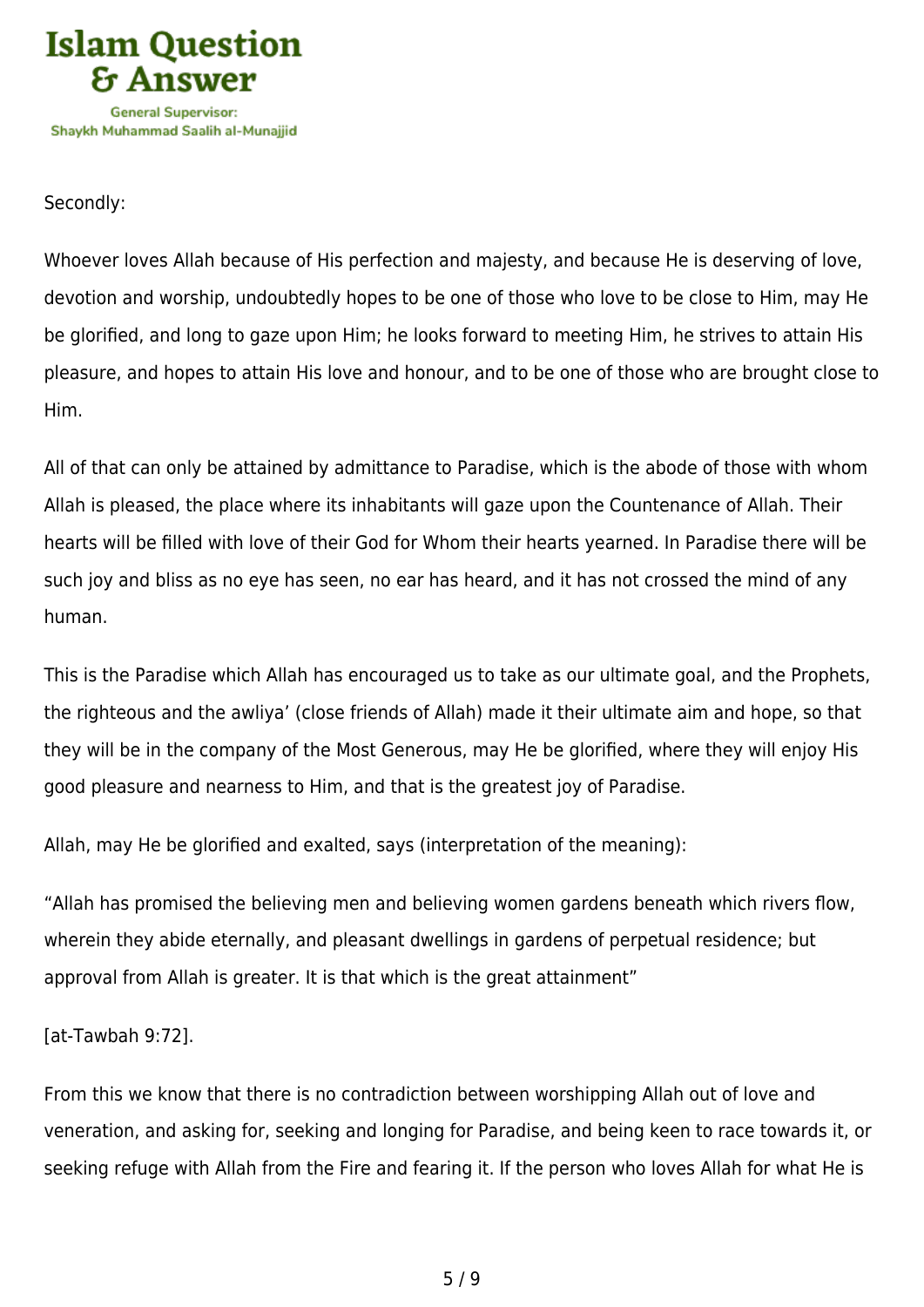Secondly:

Whoever loves Allah because of His perfection and majesty, and because He is deserving of love, devotion and worship, undoubtedly hopes to be one of those who love to be close to Him, may He be glorified, and long to gaze upon Him; he looks forward to meeting Him, he strives to attain His pleasure, and hopes to attain His love and honour, and to be one of those who are brought close to Him.

All of that can only be attained by admittance to Paradise, which is the abode of those with whom Allah is pleased, the place where its inhabitants will gaze upon the Countenance of Allah. Their hearts will be filled with love of their God for Whom their hearts yearned. In Paradise there will be such joy and bliss as no eye has seen, no ear has heard, and it has not crossed the mind of any human.

This is the Paradise which Allah has encouraged us to take as our ultimate goal, and the Prophets, the righteous and the awliya' (close friends of Allah) made it their ultimate aim and hope, so that they will be in the company of the Most Generous, may He be glorified, where they will enjoy His good pleasure and nearness to Him, and that is the greatest joy of Paradise.

Allah, may He be glorified and exalted, says (interpretation of the meaning):

"Allah has promised the believing men and believing women gardens beneath which rivers flow, wherein they abide eternally, and pleasant dwellings in gardens of perpetual residence; but approval from Allah is greater. It is that which is the great attainment"

[at-Tawbah 9:72].

From this we know that there is no contradiction between worshipping Allah out of love and veneration, and asking for, seeking and longing for Paradise, and being keen to race towards it, or seeking refuge with Allah from the Fire and fearing it. If the person who loves Allah for what He is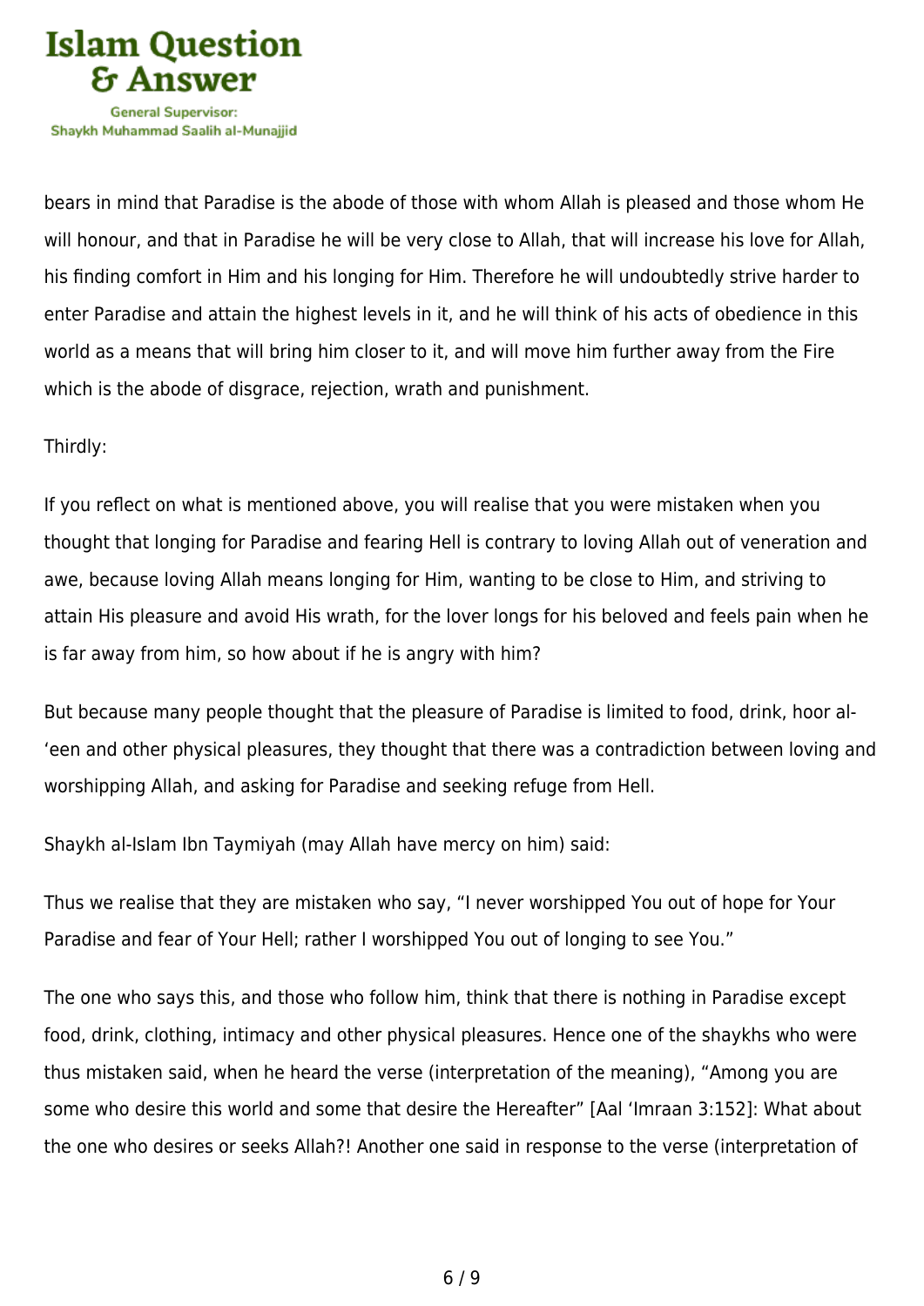bears in mind that Paradise is the abode of those with whom Allah is pleased and those whom He will honour, and that in Paradise he will be very close to Allah, that will increase his love for Allah, his finding comfort in Him and his longing for Him. Therefore he will undoubtedly strive harder to enter Paradise and attain the highest levels in it, and he will think of his acts of obedience in this world as a means that will bring him closer to it, and will move him further away from the Fire which is the abode of disgrace, rejection, wrath and punishment.

Thirdly:

If you reflect on what is mentioned above, you will realise that you were mistaken when you thought that longing for Paradise and fearing Hell is contrary to loving Allah out of veneration and awe, because loving Allah means longing for Him, wanting to be close to Him, and striving to attain His pleasure and avoid His wrath, for the lover longs for his beloved and feels pain when he is far away from him, so how about if he is angry with him?

But because many people thought that the pleasure of Paradise is limited to food, drink, hoor al-'een and other physical pleasures, they thought that there was a contradiction between loving and worshipping Allah, and asking for Paradise and seeking refuge from Hell.

Shaykh al-Islam Ibn Taymiyah (may Allah have mercy on him) said:

Thus we realise that they are mistaken who say, "I never worshipped You out of hope for Your Paradise and fear of Your Hell; rather I worshipped You out of longing to see You."

The one who says this, and those who follow him, think that there is nothing in Paradise except food, drink, clothing, intimacy and other physical pleasures. Hence one of the shaykhs who were thus mistaken said, when he heard the verse (interpretation of the meaning), "Among you are some who desire this world and some that desire the Hereafter" [Aal 'Imraan 3:152]: What about the one who desires or seeks Allah?! Another one said in response to the verse (interpretation of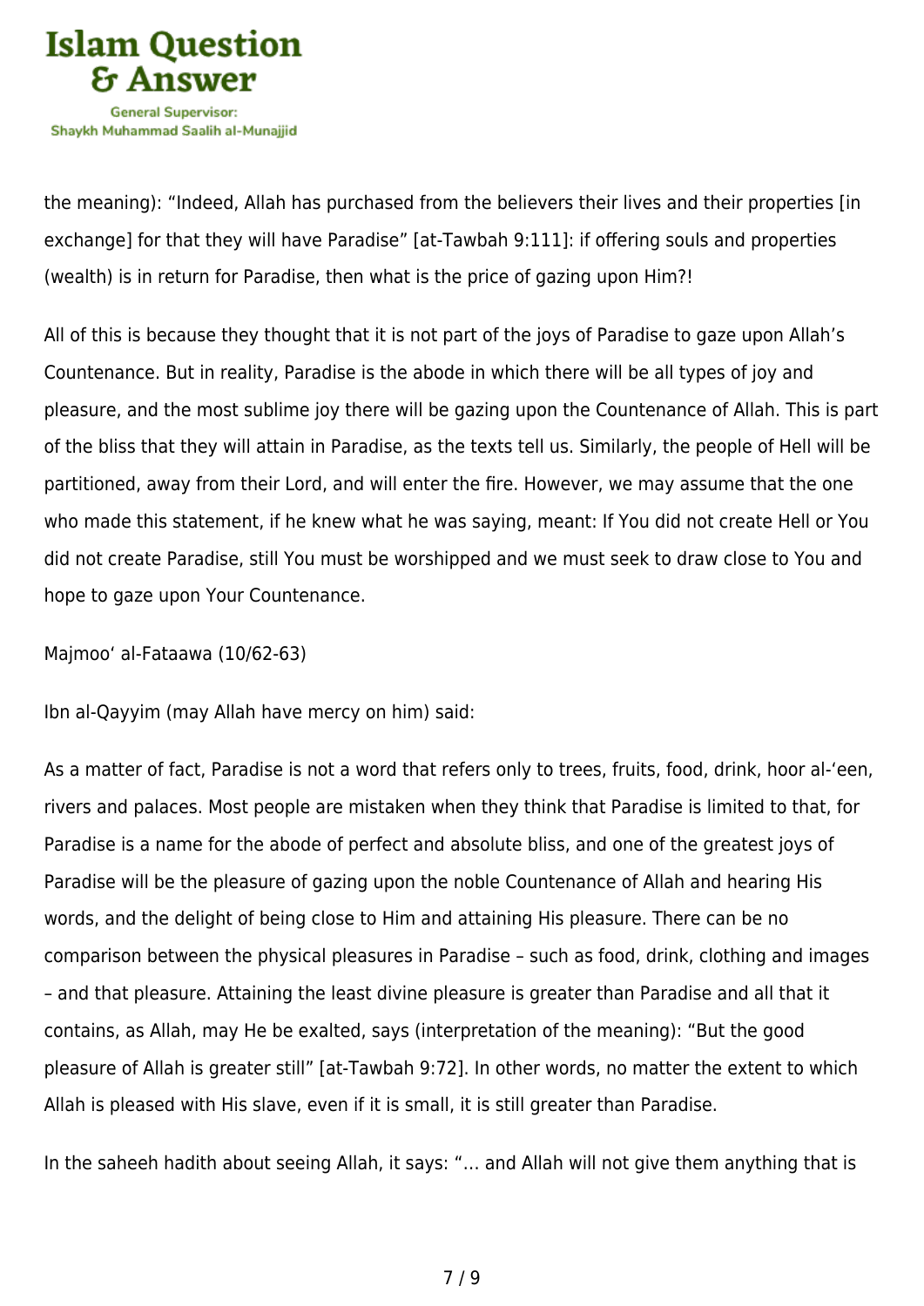the meaning): “Indeed, Allah has purchased from the believers their lives and their properties [in exchange] for that they will have Paradise” [at-Tawbah 9:111]: if offering souls and properties (wealth) is in return for Paradise, then what is the price of gazing upon Him?!

All of this is because they thought that it is not part of the joys of Paradise to gaze upon Allah’s Countenance. But in reality, Paradise is the abode in which there will be all types of joy and pleasure, and the most sublime joy there will be gazing upon the Countenance of Allah. This is part of the bliss that they will attain in Paradise, as the texts tell us. Similarly, the people of Hell will be partitioned, away from their Lord, and will enter the fire. However, we may assume that the one who made this statement, if he knew what he was saying, meant: If You did not create Hell or You did not create Paradise, still You must be worshipped and we must seek to draw close to You and hope to gaze upon Your Countenance.

Majmoo‘ al-Fataawa (10/62-63)

Ibn al-Qayyim (may Allah have mercy on him) said:

As a matter of fact, Paradise is not a word that refers only to trees, fruits, food, drink, hoor al-‘een, rivers and palaces. Most people are mistaken when they think that Paradise is limited to that, for Paradise is a name for the abode of perfect and absolute bliss, and one of the greatest joys of Paradise will be the pleasure of gazing upon the noble Countenance of Allah and hearing His words, and the delight of being close to Him and attaining His pleasure. There can be no comparison between the physical pleasures in Paradise – such as food, drink, clothing and images – and that pleasure. Attaining the least divine pleasure is greater than Paradise and all that it contains, as Allah, may He be exalted, says (interpretation of the meaning): “But the good pleasure of Allah is greater still” [at-Tawbah 9:72]. In other words, no matter the extent to which Allah is pleased with His slave, even if it is small, it is still greater than Paradise.

In the saheeh hadith about seeing Allah, it says: “… and Allah will not give them anything that is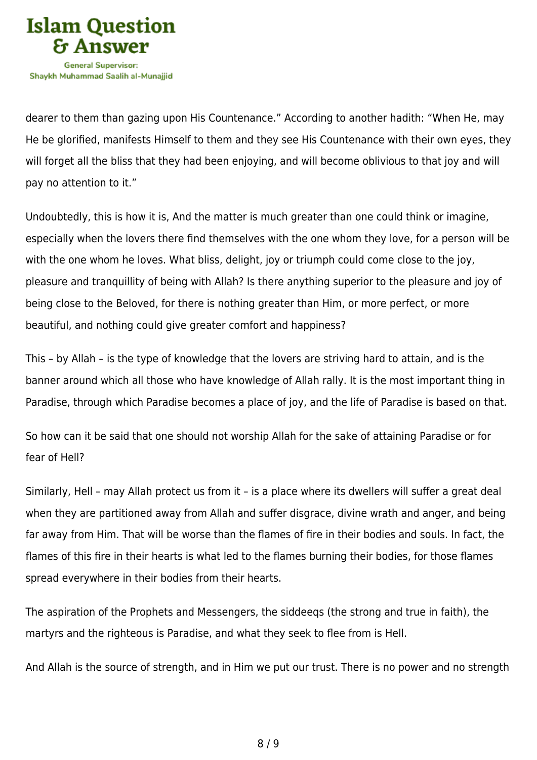dearer to them than gazing upon His Countenance." According to another hadith: "When He, may He be glorified, manifests Himself to them and they see His Countenance with their own eyes, they will forget all the bliss that they had been enjoying, and will become oblivious to that joy and will pay no attention to it."

Undoubtedly, this is how it is, And the matter is much greater than one could think or imagine, especially when the lovers there find themselves with the one whom they love, for a person will be with the one whom he loves. What bliss, delight, joy or triumph could come close to the joy, pleasure and tranquillity of being with Allah? Is there anything superior to the pleasure and joy of being close to the Beloved, for there is nothing greater than Him, or more perfect, or more beautiful, and nothing could give greater comfort and happiness?

This – by Allah – is the type of knowledge that the lovers are striving hard to attain, and is the banner around which all those who have knowledge of Allah rally. It is the most important thing in Paradise, through which Paradise becomes a place of joy, and the life of Paradise is based on that.

So how can it be said that one should not worship Allah for the sake of attaining Paradise or for fear of Hell?

Similarly, Hell – may Allah protect us from it – is a place where its dwellers will suffer a great deal when they are partitioned away from Allah and suffer disgrace, divine wrath and anger, and being far away from Him. That will be worse than the flames of fire in their bodies and souls. In fact, the flames of this fire in their hearts is what led to the flames burning their bodies, for those flames spread everywhere in their bodies from their hearts.

The aspiration of the Prophets and Messengers, the siddeeqs (the strong and true in faith), the martyrs and the righteous is Paradise, and what they seek to flee from is Hell.

And Allah is the source of strength, and in Him we put our trust. There is no power and no strength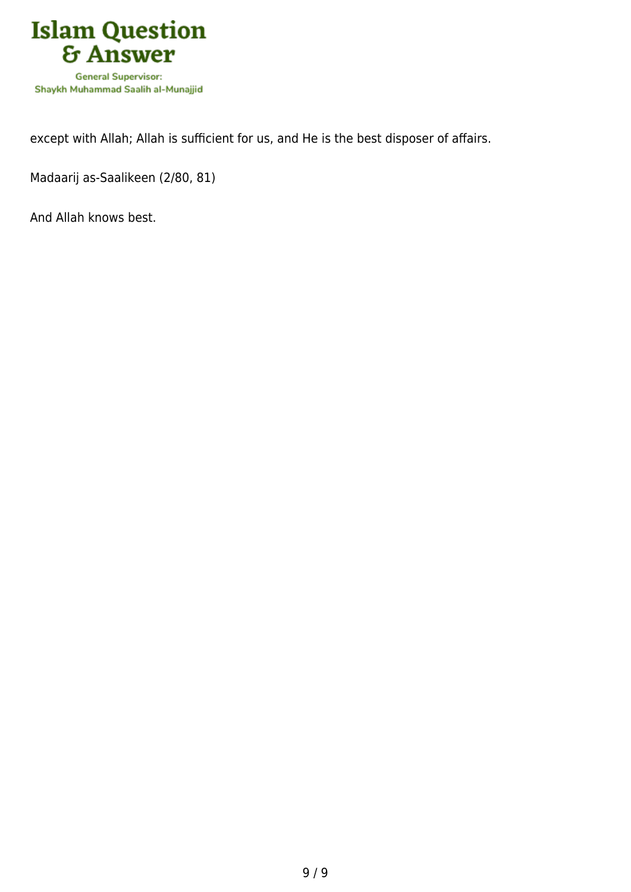except with Allah; Allah is sufficient for us, and He is the best disposer of affairs.

Madaarij as-Saalikeen (2/80, 81)

And Allah knows best.